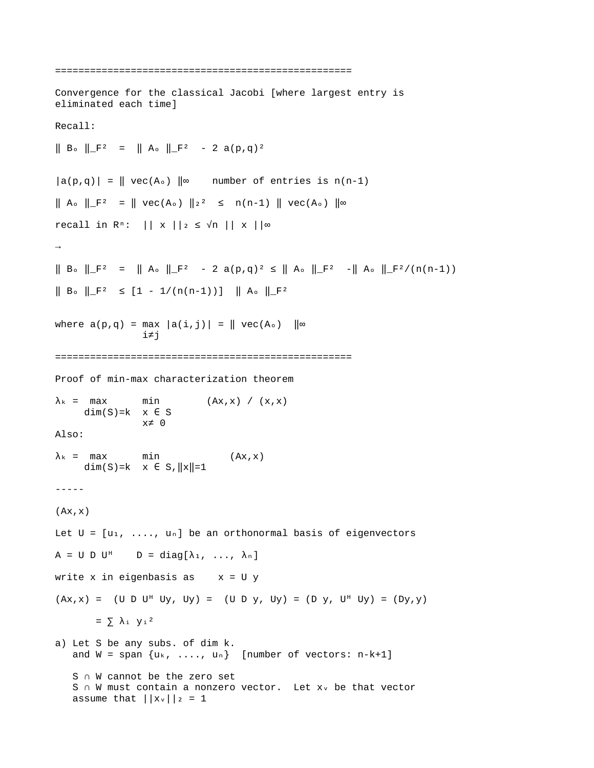===================================================

Convergence for the classical Jacobi [where largest entry is eliminated each time]

Recall:

$\| B_o \|_F^2 = \| A_o \|_F^2 - 2\, a(p,q)^2$

$|a(p,q)| = \| vec(A_o) \|_\infty$    number of entries is n(n-1)

$\| A_o \|_F^2 = \| vec(A_o) \|_2^2 \le n(n-1) \| vec(A_o) \|_\infty$

recall in $R^n$: $\| x \|_2 \le \sqrt{n} \| x \|_\infty$

→

$\| B_o \|_F^2 = \| A_o \|_F^2 - 2\, a(p,q)^2 \le \| A_o \|_F^2 - \| A_o \|_F^2/(n(n-1))$

$\| B_o \|_F^2 \le [1 - 1/(n(n-1))] \, \| A_o \|_F^2$

where $a(p,q) = \max_{i \neq j} |a(i,j)| = \| vec(A_o) \|_\infty$

===================================================

Proof of min-max characterization theorem

$$\lambda_k = \max_{\dim(S)=k} \; \min_{\substack{x \in S \\ x \neq 0}} \; (Ax,x) / (x,x)$$

Also:

$$\lambda_k = \max_{\dim(S)=k} \; \min_{x \in S, \|x\|=1} \; (Ax,x)$$

-----

(Ax,x)

Let $U = [u_1, \ldots, u_n]$ be an orthonormal basis of eigenvectors

$A = U D U^H$    $D = \text{diag}[\lambda_1, \ldots, \lambda_n]$

write x in eigenbasis as    $x = U y$

$(Ax,x) = (U D U^H Uy, Uy) = (U D y, Uy) = (D y, U^H Uy) = (Dy,y)$

$= \sum \lambda_i y_i^2$

a) Let S be any subs. of dim k.
   and $W = \text{span} \{u_k, \ldots, u_n\}$  [number of vectors: n-k+1]

   $S \cap W$ cannot be the zero set
   $S \cap W$ must contain a nonzero vector. Let $x_v$ be that vector
   assume that $\|x_v\|_2 = 1$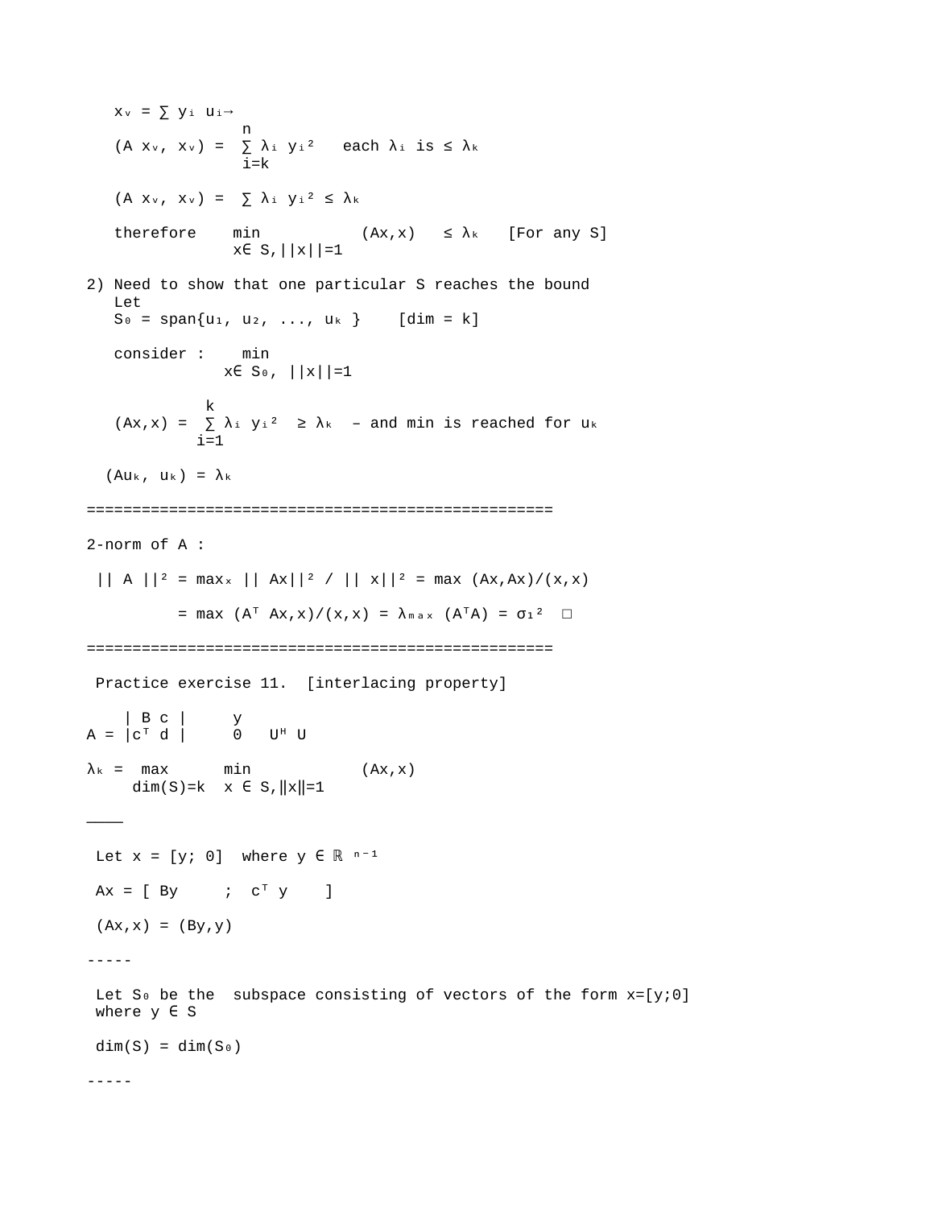$x_v = \sum y_i u_i \rightarrow$

$$(A x_v, x_v) = \sum_{i=k}^{n} \lambda_i y_i^2 \quad \text{each } \lambda_i \text{ is} \leq \lambda_k$$

$$(A x_v, x_v) = \sum \lambda_i y_i^2 \leq \lambda_k$$

therefore $\min_{x \in S, ||x||=1} (Ax,x) \leq \lambda_k$ [For any S]

2) Need to show that one particular S reaches the bound
Let
$S_0 = \text{span}\{u_1, u_2, \ldots, u_k\}$ [dim = k]

consider : $\min_{x \in S_0, ||x||=1}$

$$(Ax,x) = \sum_{i=1}^{k} \lambda_i y_i^2 \geq \lambda_k$$ – and min is reached for $u_k$

$(Au_k, u_k) = \lambda_k$

===================================================

2-norm of A :

$|| A ||^2 = \max_x || Ax||^2 / || x||^2 = \max (Ax,Ax)/(x,x)$

$= \max (A^T Ax,x)/(x,x) = \lambda_{max} (A^TA) = \sigma_1^2$ □

===================================================

Practice exercise 11. [interlacing property]

$$A = \begin{vmatrix} B & c \\ c^T & d \end{vmatrix} \qquad \begin{matrix} y \\ 0 \end{matrix} \quad U^H U$$

$$\lambda_k = \max_{\dim(S)=k} \min_{x \in S, \|x\|=1} (Ax,x)$$

————

Let $x = [y; 0]$ where $y \in \mathbb{R}^{n-1}$

$Ax = [\ By \ ; \ c^T y\ ]$

$(Ax,x) = (By,y)$

-----

Let $S_0$ be the subspace consisting of vectors of the form $x=[y;0]$ where $y \in S$

$\dim(S) = \dim(S_0)$

-----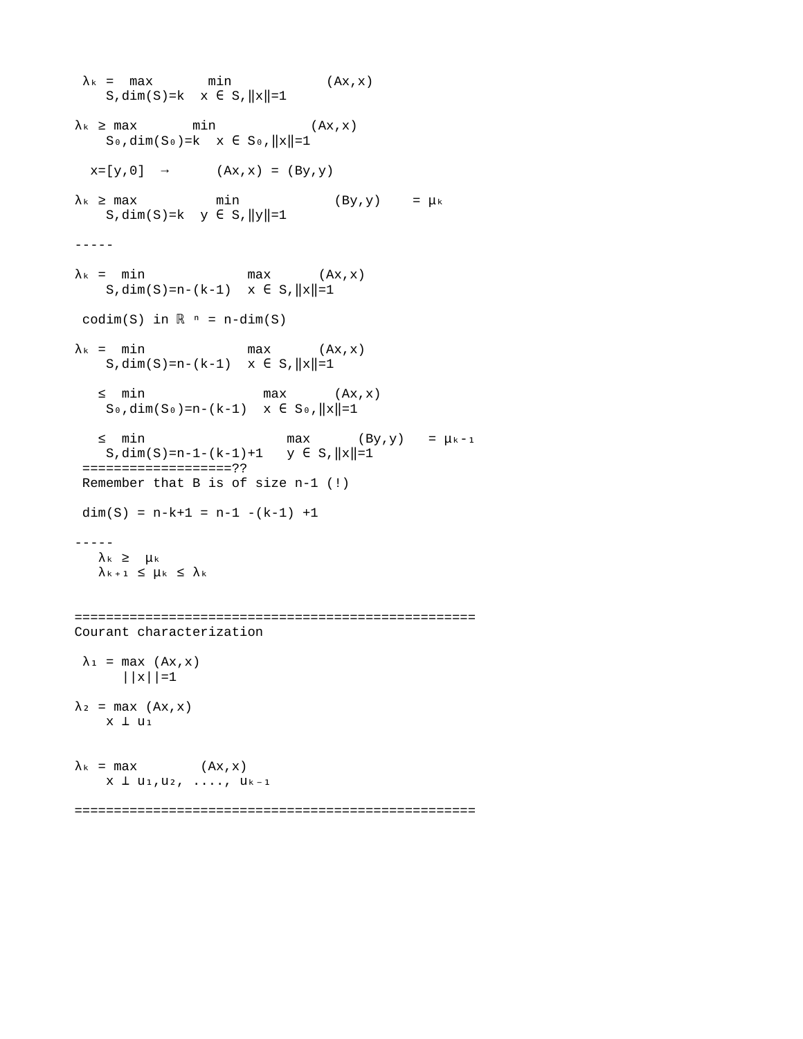$$\lambda_k = \max_{S,\dim(S)=k} \min_{x \in S,\|x\|=1} (Ax,x)$$

$$\lambda_k \geq \max_{S_0,\dim(S_0)=k} \min_{x \in S_0,\|x\|=1} (Ax,x)$$

$x=[y,0] \rightarrow (Ax,x) = (By,y)$

$$\lambda_k \geq \max_{S,\dim(S)=k} \min_{y \in S,\|y\|=1} (By,y) = \mu_k$$

-----

$$\lambda_k = \min_{S,\dim(S)=n-(k-1)} \max_{x \in S,\|x\|=1} (Ax,x)$$

$\mathrm{codim}(S)$ in $\mathbb{R}^n = n-\dim(S)$

$$\lambda_k = \min_{S,\dim(S)=n-(k-1)} \max_{x \in S,\|x\|=1} (Ax,x)$$

$$\leq \min_{S_0,\dim(S_0)=n-(k-1)} \max_{x \in S_0,\|x\|=1} (Ax,x)$$

$$\leq \min_{S,\dim(S)=n-1-(k-1)+1} \max_{y \in S,\|x\|=1} (By,y) = \mu_{k-1}$$

===================??

Remember that B is of size n-1 (!)

$\dim(S) = n-k+1 = n-1 -(k-1) +1$

-----

$\lambda_k \geq \mu_k$

$\lambda_{k+1} \leq \mu_k \leq \lambda_k$

===================================================

Courant characterization

$$\lambda_1 = \max_{||x||=1} (Ax,x)$$

$$\lambda_2 = \max_{x \perp u_1} (Ax,x)$$

$$\lambda_k = \max_{x \perp u_1,u_2, \ldots, u_{k-1}} (Ax,x)$$

===================================================